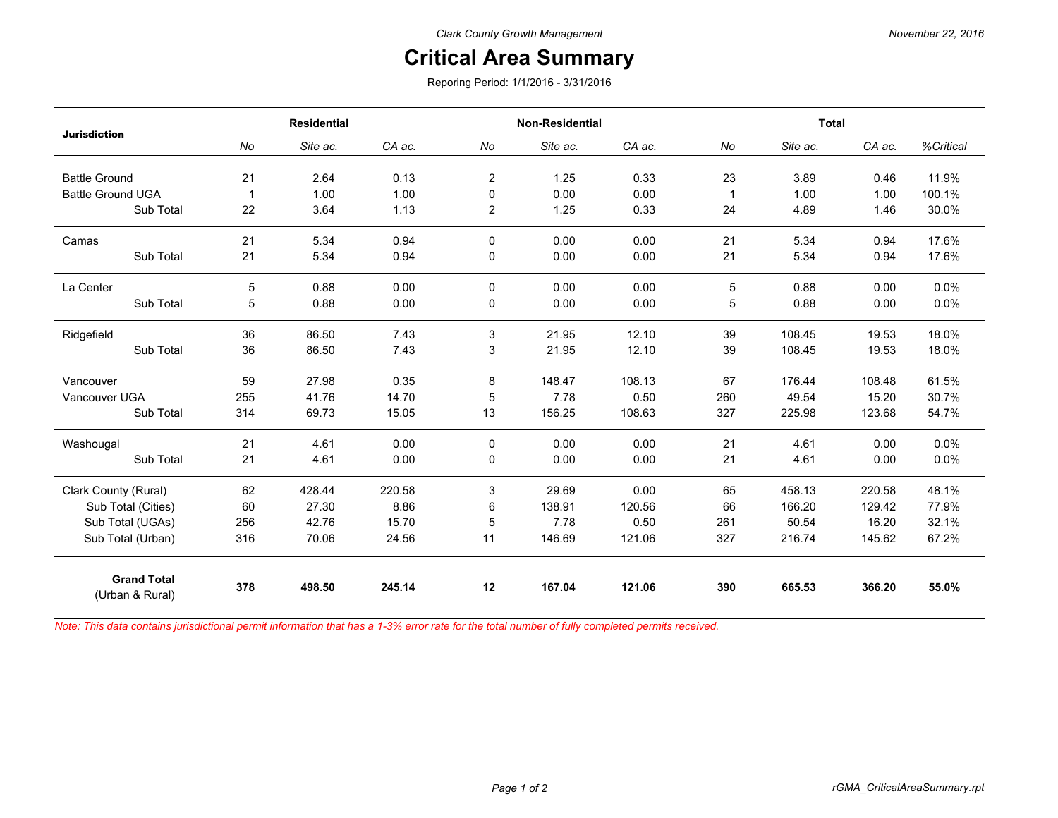Clark County Growth Management

November 22, 2016

# Critical Area Summary

Reporing Period: 1/1/2016 - 3/31/2016

| Jurisdiction | Residential | | | Non-Residential | | | Total | | | |
|---|---|---|---|---|---|---|---|---|---|---|
| | *No* | *Site ac.* | *CA ac.* | *No* | *Site ac.* | *CA ac.* | *No* | *Site ac.* | *CA ac.* | *%Critical* |
| Battle Ground | 21 | 2.64 | 0.13 | 2 | 1.25 | 0.33 | 23 | 3.89 | 0.46 | 11.9% |
| Battle Ground UGA | 1 | 1.00 | 1.00 | 0 | 0.00 | 0.00 | 1 | 1.00 | 1.00 | 100.1% |
| Sub Total | 22 | 3.64 | 1.13 | 2 | 1.25 | 0.33 | 24 | 4.89 | 1.46 | 30.0% |
| Camas | 21 | 5.34 | 0.94 | 0 | 0.00 | 0.00 | 21 | 5.34 | 0.94 | 17.6% |
| Sub Total | 21 | 5.34 | 0.94 | 0 | 0.00 | 0.00 | 21 | 5.34 | 0.94 | 17.6% |
| La Center | 5 | 0.88 | 0.00 | 0 | 0.00 | 0.00 | 5 | 0.88 | 0.00 | 0.0% |
| Sub Total | 5 | 0.88 | 0.00 | 0 | 0.00 | 0.00 | 5 | 0.88 | 0.00 | 0.0% |
| Ridgefield | 36 | 86.50 | 7.43 | 3 | 21.95 | 12.10 | 39 | 108.45 | 19.53 | 18.0% |
| Sub Total | 36 | 86.50 | 7.43 | 3 | 21.95 | 12.10 | 39 | 108.45 | 19.53 | 18.0% |
| Vancouver | 59 | 27.98 | 0.35 | 8 | 148.47 | 108.13 | 67 | 176.44 | 108.48 | 61.5% |
| Vancouver UGA | 255 | 41.76 | 14.70 | 5 | 7.78 | 0.50 | 260 | 49.54 | 15.20 | 30.7% |
| Sub Total | 314 | 69.73 | 15.05 | 13 | 156.25 | 108.63 | 327 | 225.98 | 123.68 | 54.7% |
| Washougal | 21 | 4.61 | 0.00 | 0 | 0.00 | 0.00 | 21 | 4.61 | 0.00 | 0.0% |
| Sub Total | 21 | 4.61 | 0.00 | 0 | 0.00 | 0.00 | 21 | 4.61 | 0.00 | 0.0% |
| Clark County (Rural) | 62 | 428.44 | 220.58 | 3 | 29.69 | 0.00 | 65 | 458.13 | 220.58 | 48.1% |
| Sub Total (Cities) | 60 | 27.30 | 8.86 | 6 | 138.91 | 120.56 | 66 | 166.20 | 129.42 | 77.9% |
| Sub Total (UGAs) | 256 | 42.76 | 15.70 | 5 | 7.78 | 0.50 | 261 | 50.54 | 16.20 | 32.1% |
| Sub Total (Urban) | 316 | 70.06 | 24.56 | 11 | 146.69 | 121.06 | 327 | 216.74 | 145.62 | 67.2% |
| **Grand Total** (Urban & Rural) | **378** | **498.50** | **245.14** | **12** | **167.04** | **121.06** | **390** | **665.53** | **366.20** | **55.0%** |

*Note: This data contains jurisdictional permit information that has a 1-3% error rate for the total number of fully completed permits received.*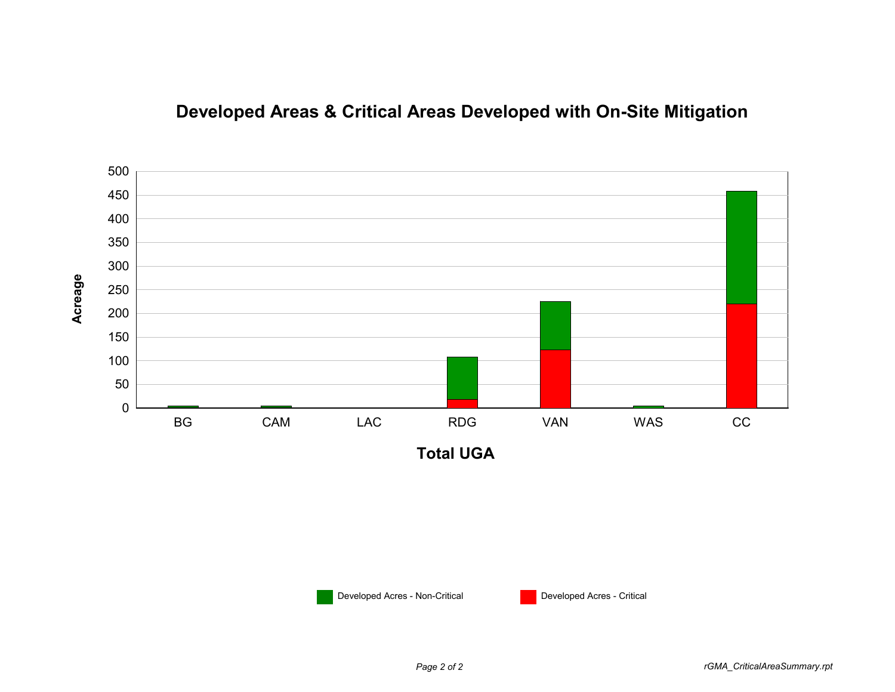# Developed Areas & Critical Areas Developed with On-Site Mitigation

Acreage

500
450
400
350
300
250
200
150
100
50
0

BG CAM LAC RDG VAN WAS CC

**Total UGA**

Developed Acres - Non-Critical

Developed Acres - Critical

*rGMA_CriticalAreaSummary.rpt*